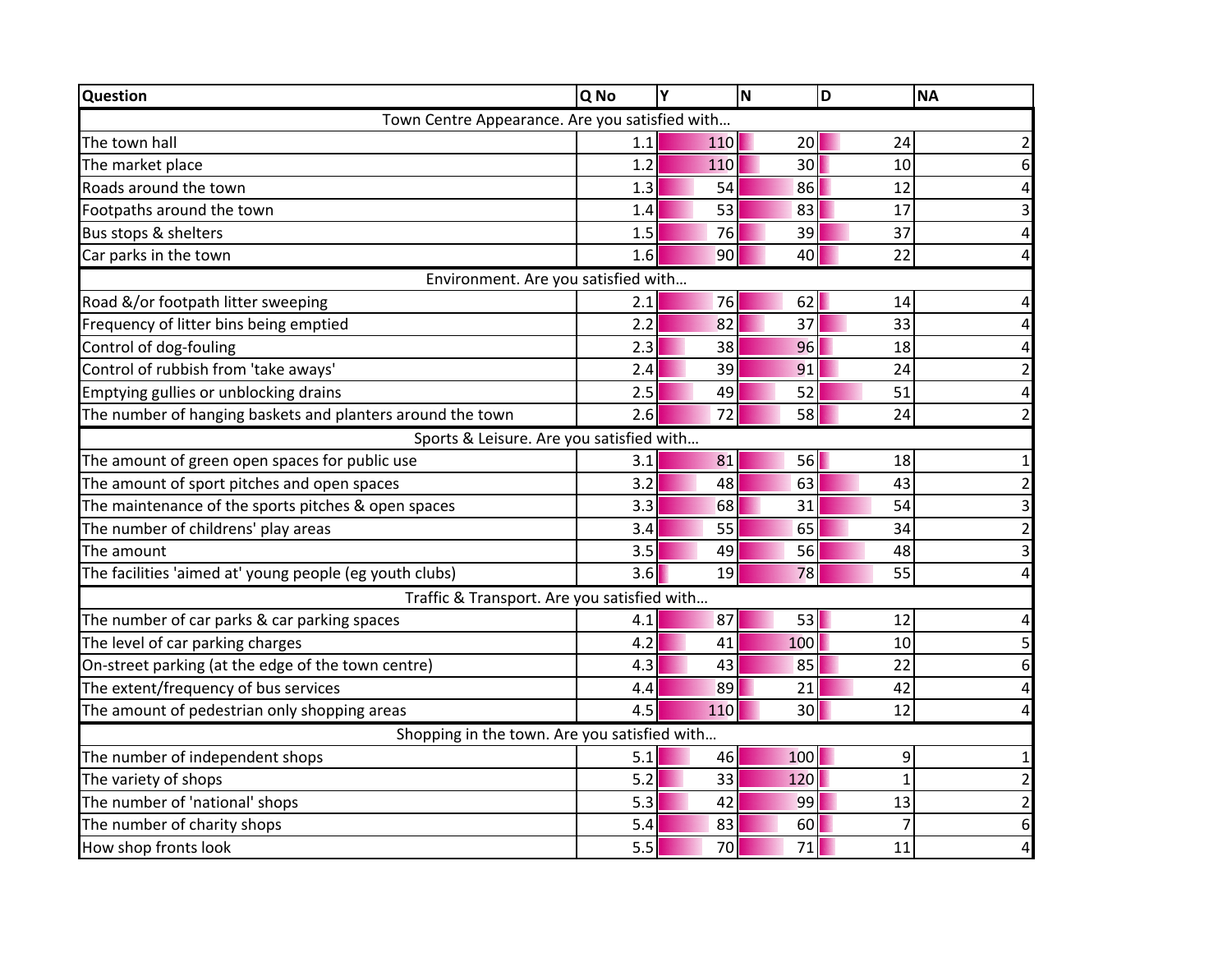| Question | Q No | Y | N | D | NA |
|---|---|---|---|---|---|
| Town Centre Appearance. Are you satisfied with… | | | | | |
| The town hall | 1.1 | 110 | 20 | 24 | 2 |
| The market place | 1.2 | 110 | 30 | 10 | 6 |
| Roads around the town | 1.3 | 54 | 86 | 12 | 4 |
| Footpaths around the town | 1.4 | 53 | 83 | 17 | 3 |
| Bus stops & shelters | 1.5 | 76 | 39 | 37 | 4 |
| Car parks in the town | 1.6 | 90 | 40 | 22 | 4 |
| Environment. Are you satisfied with… | | | | | |
| Road &/or footpath litter sweeping | 2.1 | 76 | 62 | 14 | 4 |
| Frequency of litter bins being emptied | 2.2 | 82 | 37 | 33 | 4 |
| Control of dog-fouling | 2.3 | 38 | 96 | 18 | 4 |
| Control of rubbish from 'take aways' | 2.4 | 39 | 91 | 24 | 2 |
| Emptying gullies or unblocking drains | 2.5 | 49 | 52 | 51 | 4 |
| The number of hanging baskets and planters around the town | 2.6 | 72 | 58 | 24 | 2 |
| Sports & Leisure. Are you satisfied with… | | | | | |
| The amount of green open spaces for public use | 3.1 | 81 | 56 | 18 | 1 |
| The amount of sport pitches and open spaces | 3.2 | 48 | 63 | 43 | 2 |
| The maintenance of the sports pitches & open spaces | 3.3 | 68 | 31 | 54 | 3 |
| The number of childrens' play areas | 3.4 | 55 | 65 | 34 | 2 |
| The amount | 3.5 | 49 | 56 | 48 | 3 |
| The facilities 'aimed at' young people (eg youth clubs) | 3.6 | 19 | 78 | 55 | 4 |
| Traffic & Transport. Are you satisfied with… | | | | | |
| The number of car parks & car parking spaces | 4.1 | 87 | 53 | 12 | 4 |
| The level of car parking charges | 4.2 | 41 | 100 | 10 | 5 |
| On-street parking (at the edge of the town centre) | 4.3 | 43 | 85 | 22 | 6 |
| The extent/frequency of bus services | 4.4 | 89 | 21 | 42 | 4 |
| The amount of pedestrian only shopping areas | 4.5 | 110 | 30 | 12 | 4 |
| Shopping in the town. Are you satisfied with… | | | | | |
| The number of independent shops | 5.1 | 46 | 100 | 9 | 1 |
| The variety of shops | 5.2 | 33 | 120 | 1 | 2 |
| The number of 'national' shops | 5.3 | 42 | 99 | 13 | 2 |
| The number of charity shops | 5.4 | 83 | 60 | 7 | 6 |
| How shop fronts look | 5.5 | 70 | 71 | 11 | 4 |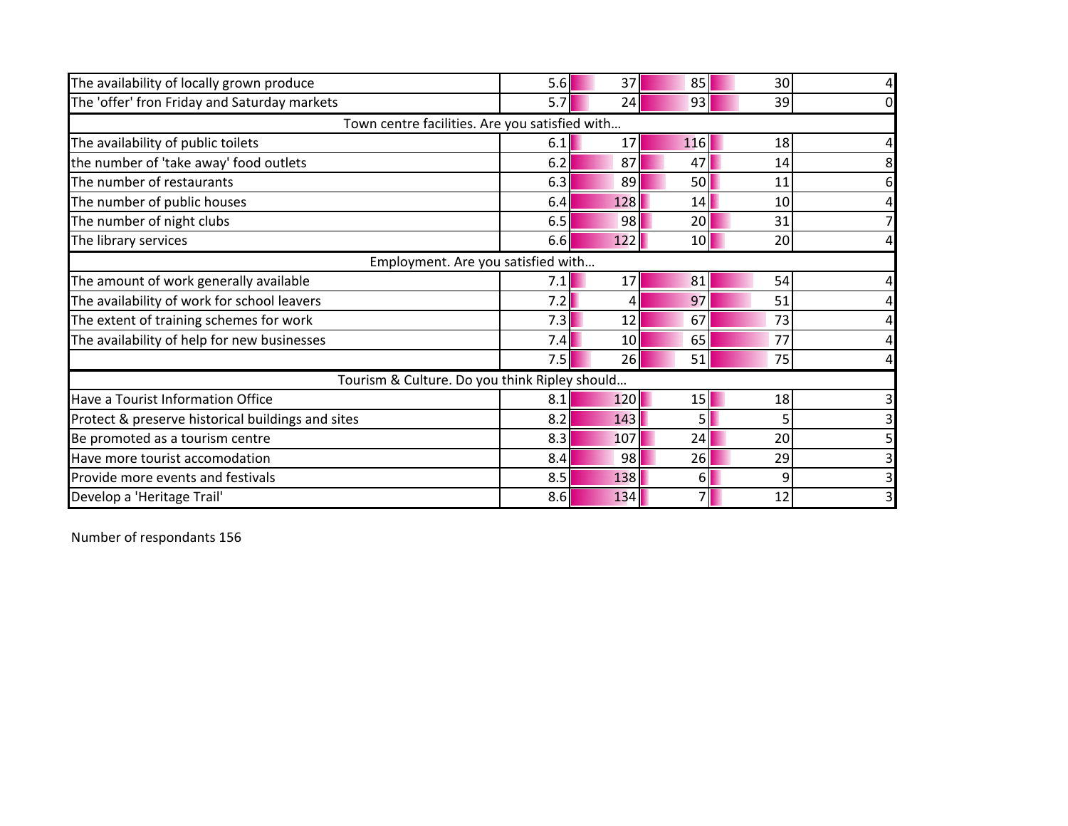| | | | | | |
|---|---|---|---|---|---|
| The availability of locally grown produce | 5.6 | 37 | 85 | 30 | 4 |
| The 'offer' fron Friday and Saturday markets | 5.7 | 24 | 93 | 39 | 0 |
| Town centre facilities. Are you satisfied with… | | | | | |
| The availability of public toilets | 6.1 | 17 | 116 | 18 | 4 |
| the number of 'take away' food outlets | 6.2 | 87 | 47 | 14 | 8 |
| The number of restaurants | 6.3 | 89 | 50 | 11 | 6 |
| The number of public houses | 6.4 | 128 | 14 | 10 | 4 |
| The number of night clubs | 6.5 | 98 | 20 | 31 | 7 |
| The library services | 6.6 | 122 | 10 | 20 | 4 |
| Employment. Are you satisfied with… | | | | | |
| The amount of work generally available | 7.1 | 17 | 81 | 54 | 4 |
| The availability of work for school leavers | 7.2 | 4 | 97 | 51 | 4 |
| The extent of training schemes for work | 7.3 | 12 | 67 | 73 | 4 |
| The availability of help for new businesses | 7.4 | 10 | 65 | 77 | 4 |
| | 7.5 | 26 | 51 | 75 | 4 |
| Tourism & Culture. Do you think Ripley should… | | | | | |
| Have a Tourist Information Office | 8.1 | 120 | 15 | 18 | 3 |
| Protect & preserve historical buildings and sites | 8.2 | 143 | 5 | 5 | 3 |
| Be promoted as a tourism centre | 8.3 | 107 | 24 | 20 | 5 |
| Have more tourist accomodation | 8.4 | 98 | 26 | 29 | 3 |
| Provide more events and festivals | 8.5 | 138 | 6 | 9 | 3 |
| Develop a 'Heritage Trail' | 8.6 | 134 | 7 | 12 | 3 |

Number of respondants 156